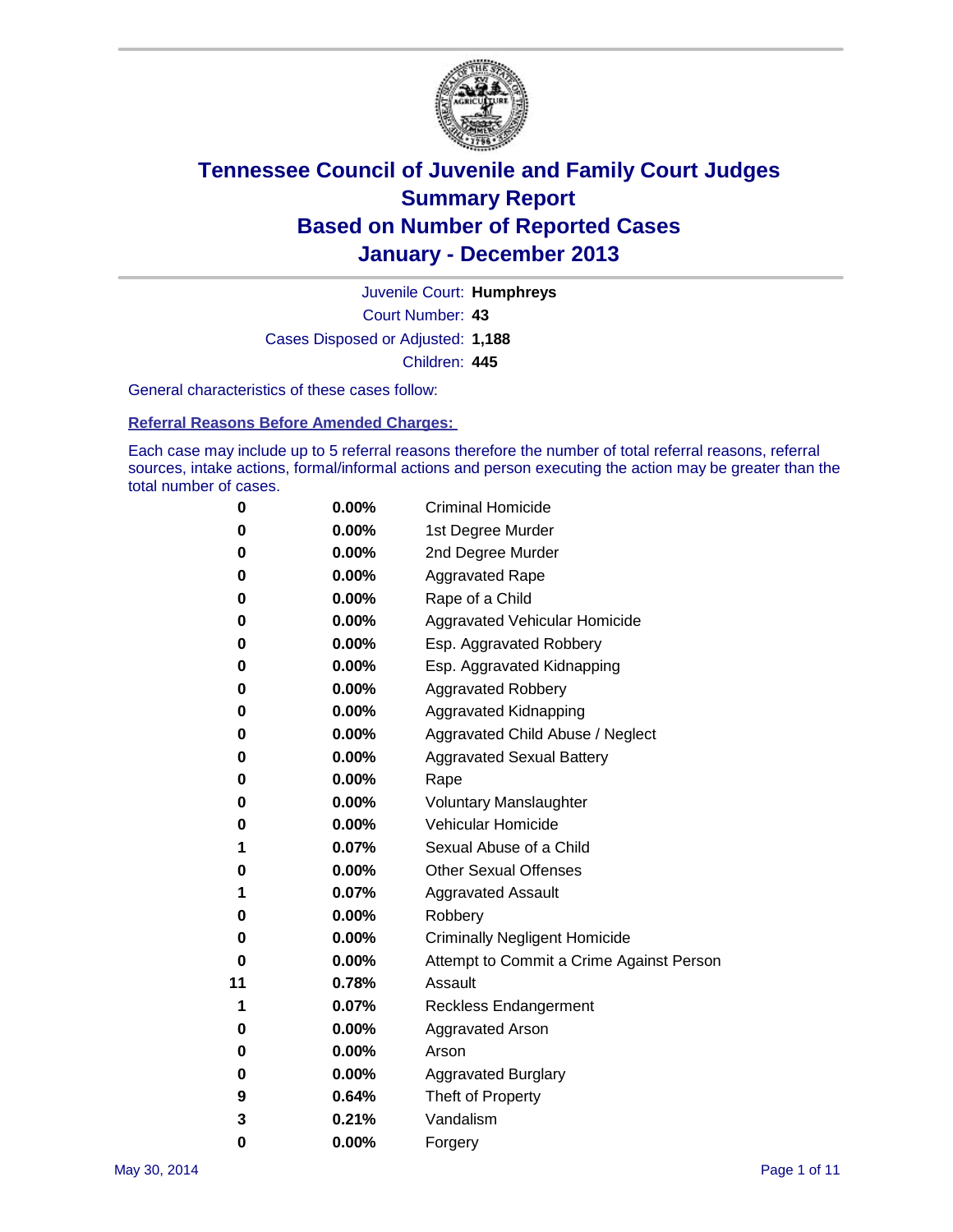# Tennessee Council of Juvenile and Family Court Judges
# Summary Report
# Based on Number of Reported Cases
# January - December 2013

Juvenile Court: **Humphreys**

Court Number: **43**

Cases Disposed or Adjusted: **1,188**

Children: **445**

General characteristics of these cases follow:

**Referral Reasons Before Amended Charges:**

Each case may include up to 5 referral reasons therefore the number of total referral reasons, referral sources, intake actions, formal/informal actions and person executing the action may be greater than the total number of cases.

| Count | Percent | Referral Reason |
|---|---|---|
| 0 | 0.00% | Criminal Homicide |
| 0 | 0.00% | 1st Degree Murder |
| 0 | 0.00% | 2nd Degree Murder |
| 0 | 0.00% | Aggravated Rape |
| 0 | 0.00% | Rape of a Child |
| 0 | 0.00% | Aggravated Vehicular Homicide |
| 0 | 0.00% | Esp. Aggravated Robbery |
| 0 | 0.00% | Esp. Aggravated Kidnapping |
| 0 | 0.00% | Aggravated Robbery |
| 0 | 0.00% | Aggravated Kidnapping |
| 0 | 0.00% | Aggravated Child Abuse / Neglect |
| 0 | 0.00% | Aggravated Sexual Battery |
| 0 | 0.00% | Rape |
| 0 | 0.00% | Voluntary Manslaughter |
| 0 | 0.00% | Vehicular Homicide |
| 1 | 0.07% | Sexual Abuse of a Child |
| 0 | 0.00% | Other Sexual Offenses |
| 1 | 0.07% | Aggravated Assault |
| 0 | 0.00% | Robbery |
| 0 | 0.00% | Criminally Negligent Homicide |
| 0 | 0.00% | Attempt to Commit a Crime Against Person |
| 11 | 0.78% | Assault |
| 1 | 0.07% | Reckless Endangerment |
| 0 | 0.00% | Aggravated Arson |
| 0 | 0.00% | Arson |
| 0 | 0.00% | Aggravated Burglary |
| 9 | 0.64% | Theft of Property |
| 3 | 0.21% | Vandalism |
| 0 | 0.00% | Forgery |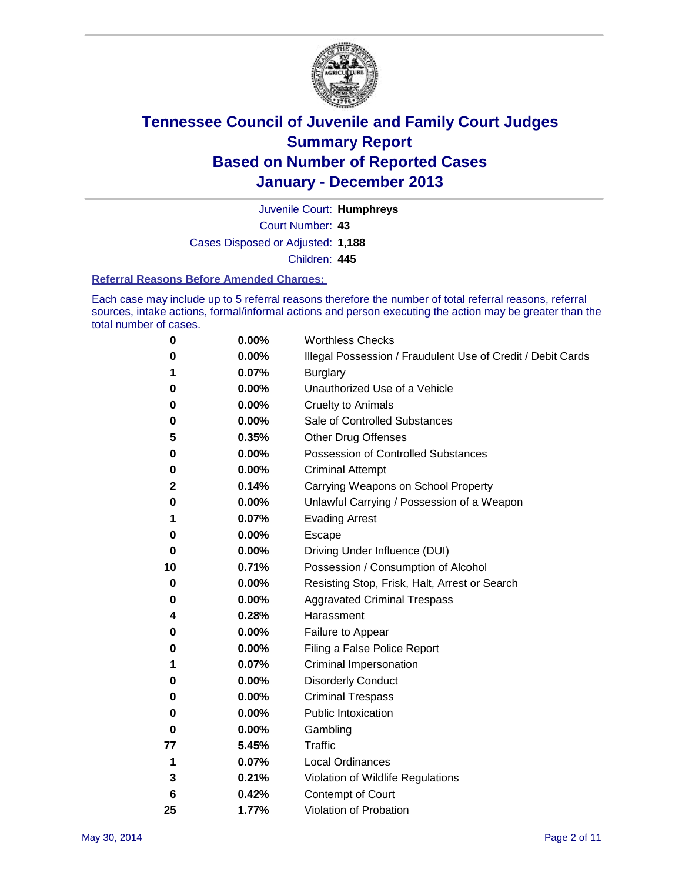# Tennessee Council of Juvenile and Family Court Judges
## Summary Report
## Based on Number of Reported Cases
## January - December 2013

Juvenile Court: **Humphreys**

Court Number: **43**

Cases Disposed or Adjusted: **1,188**

Children: **445**

### Referral Reasons Before Amended Charges:

Each case may include up to 5 referral reasons therefore the number of total referral reasons, referral sources, intake actions, formal/informal actions and person executing the action may be greater than the total number of cases.

| | | |
|---|---|---|
| 0 | 0.00% | Worthless Checks |
| 0 | 0.00% | Illegal Possession / Fraudulent Use of Credit / Debit Cards |
| 1 | 0.07% | Burglary |
| 0 | 0.00% | Unauthorized Use of a Vehicle |
| 0 | 0.00% | Cruelty to Animals |
| 0 | 0.00% | Sale of Controlled Substances |
| 5 | 0.35% | Other Drug Offenses |
| 0 | 0.00% | Possession of Controlled Substances |
| 0 | 0.00% | Criminal Attempt |
| 2 | 0.14% | Carrying Weapons on School Property |
| 0 | 0.00% | Unlawful Carrying / Possession of a Weapon |
| 1 | 0.07% | Evading Arrest |
| 0 | 0.00% | Escape |
| 0 | 0.00% | Driving Under Influence (DUI) |
| 10 | 0.71% | Possession / Consumption of Alcohol |
| 0 | 0.00% | Resisting Stop, Frisk, Halt, Arrest or Search |
| 0 | 0.00% | Aggravated Criminal Trespass |
| 4 | 0.28% | Harassment |
| 0 | 0.00% | Failure to Appear |
| 0 | 0.00% | Filing a False Police Report |
| 1 | 0.07% | Criminal Impersonation |
| 0 | 0.00% | Disorderly Conduct |
| 0 | 0.00% | Criminal Trespass |
| 0 | 0.00% | Public Intoxication |
| 0 | 0.00% | Gambling |
| 77 | 5.45% | Traffic |
| 1 | 0.07% | Local Ordinances |
| 3 | 0.21% | Violation of Wildlife Regulations |
| 6 | 0.42% | Contempt of Court |
| 25 | 1.77% | Violation of Probation |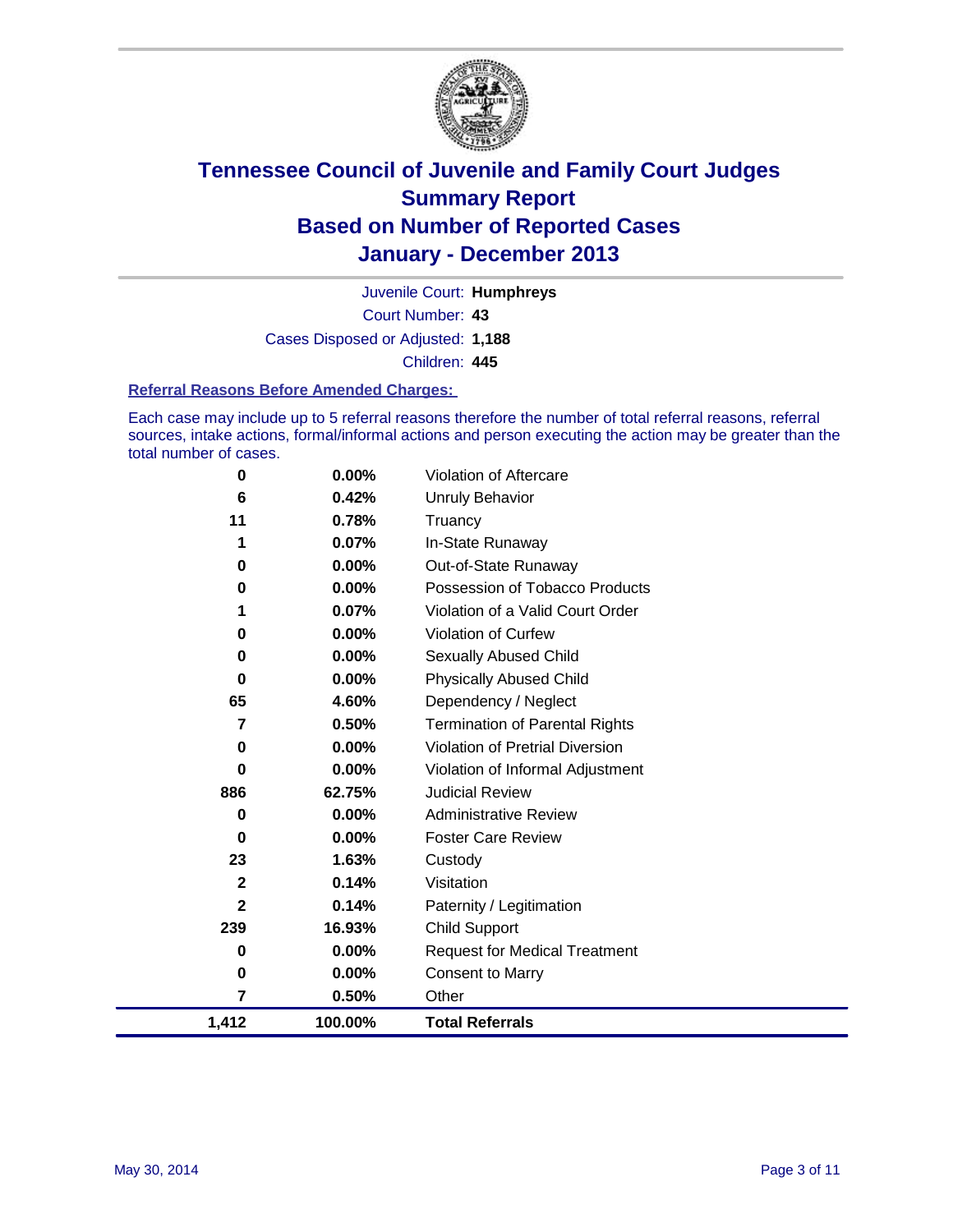# Tennessee Council of Juvenile and Family Court Judges
## Summary Report
## Based on Number of Reported Cases
## January - December 2013

Juvenile Court: **Humphreys**
Court Number: **43**
Cases Disposed or Adjusted: **1,188**
Children: **445**

### Referral Reasons Before Amended Charges:

Each case may include up to 5 referral reasons therefore the number of total referral reasons, referral sources, intake actions, formal/informal actions and person executing the action may be greater than the total number of cases.

| | | |
|---|---|---|
| 0 | 0.00% | Violation of Aftercare |
| 6 | 0.42% | Unruly Behavior |
| 11 | 0.78% | Truancy |
| 1 | 0.07% | In-State Runaway |
| 0 | 0.00% | Out-of-State Runaway |
| 0 | 0.00% | Possession of Tobacco Products |
| 1 | 0.07% | Violation of a Valid Court Order |
| 0 | 0.00% | Violation of Curfew |
| 0 | 0.00% | Sexually Abused Child |
| 0 | 0.00% | Physically Abused Child |
| 65 | 4.60% | Dependency / Neglect |
| 7 | 0.50% | Termination of Parental Rights |
| 0 | 0.00% | Violation of Pretrial Diversion |
| 0 | 0.00% | Violation of Informal Adjustment |
| 886 | 62.75% | Judicial Review |
| 0 | 0.00% | Administrative Review |
| 0 | 0.00% | Foster Care Review |
| 23 | 1.63% | Custody |
| 2 | 0.14% | Visitation |
| 2 | 0.14% | Paternity / Legitimation |
| 239 | 16.93% | Child Support |
| 0 | 0.00% | Request for Medical Treatment |
| 0 | 0.00% | Consent to Marry |
| 7 | 0.50% | Other |
| **1,412** | **100.00%** | **Total Referrals** |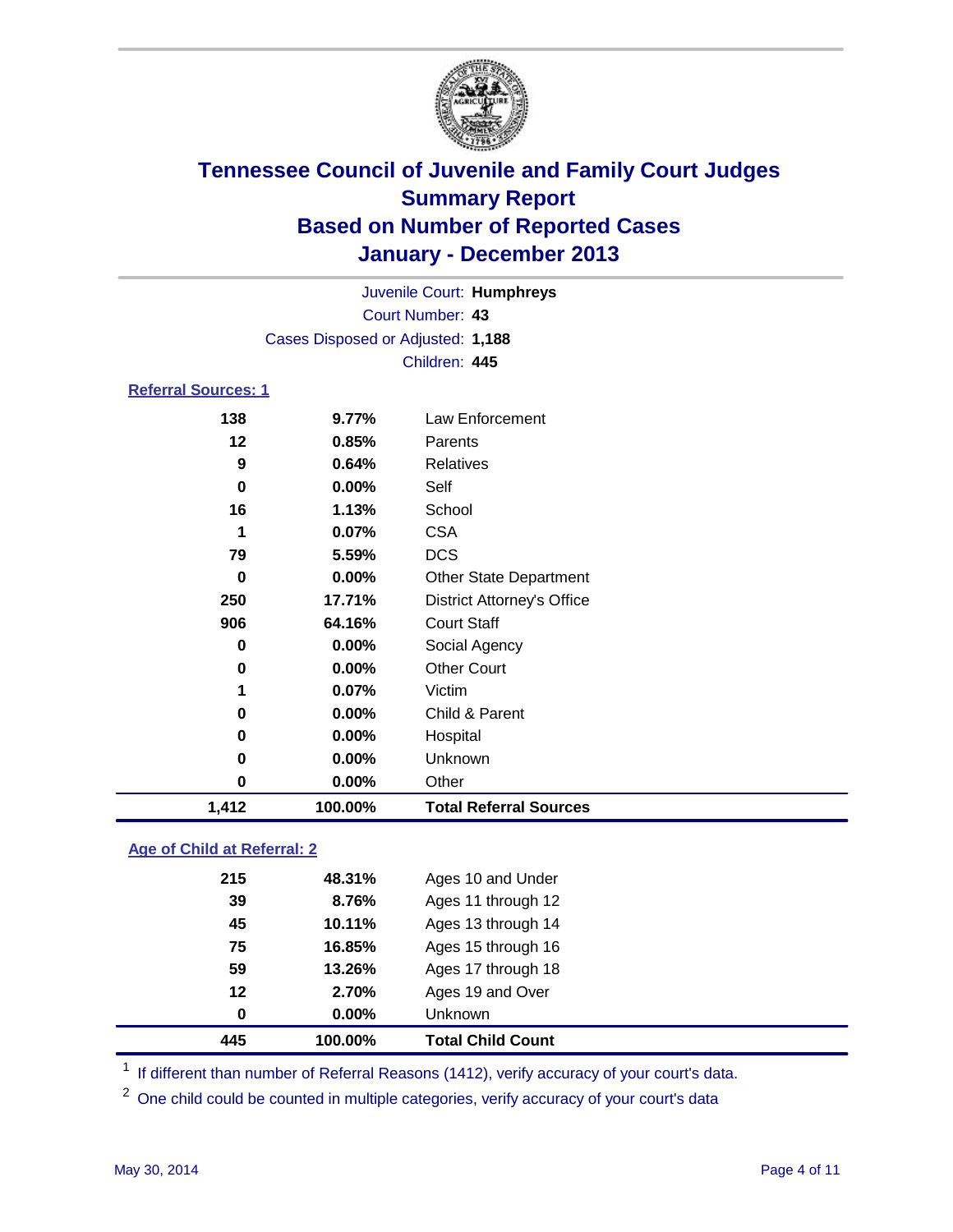# Tennessee Council of Juvenile and Family Court Judges
## Summary Report
## Based on Number of Reported Cases
## January - December 2013

Juvenile Court: **Humphreys**
Court Number: **43**
Cases Disposed or Adjusted: **1,188**
Children: **445**

### Referral Sources: 1

| Count | Percent | Source |
|---|---|---|
| 138 | 9.77% | Law Enforcement |
| 12 | 0.85% | Parents |
| 9 | 0.64% | Relatives |
| 0 | 0.00% | Self |
| 16 | 1.13% | School |
| 1 | 0.07% | CSA |
| 79 | 5.59% | DCS |
| 0 | 0.00% | Other State Department |
| 250 | 17.71% | District Attorney's Office |
| 906 | 64.16% | Court Staff |
| 0 | 0.00% | Social Agency |
| 0 | 0.00% | Other Court |
| 1 | 0.07% | Victim |
| 0 | 0.00% | Child & Parent |
| 0 | 0.00% | Hospital |
| 0 | 0.00% | Unknown |
| 0 | 0.00% | Other |
| **1,412** | **100.00%** | **Total Referral Sources** |

### Age of Child at Referral: 2

| Count | Percent | Age |
|---|---|---|
| 215 | 48.31% | Ages 10 and Under |
| 39 | 8.76% | Ages 11 through 12 |
| 45 | 10.11% | Ages 13 through 14 |
| 75 | 16.85% | Ages 15 through 16 |
| 59 | 13.26% | Ages 17 through 18 |
| 12 | 2.70% | Ages 19 and Over |
| 0 | 0.00% | Unknown |
| **445** | **100.00%** | **Total Child Count** |

[1] If different than number of Referral Reasons (1412), verify accuracy of your court's data.

[2] One child could be counted in multiple categories, verify accuracy of your court's data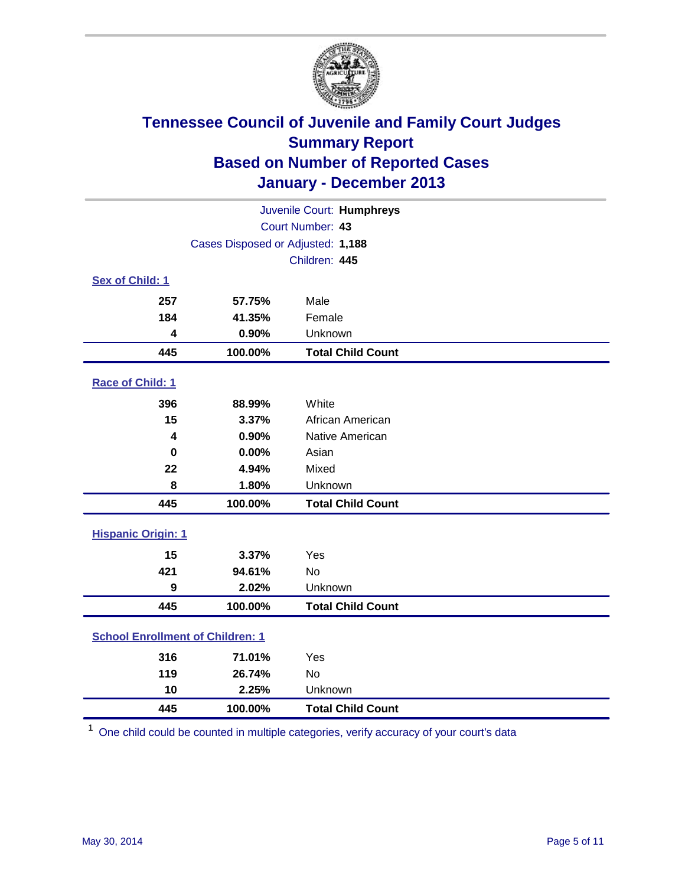# Tennessee Council of Juvenile and Family Court Judges
# Summary Report
# Based on Number of Reported Cases
# January - December 2013

Juvenile Court: **Humphreys**

Court Number: **43**

Cases Disposed or Adjusted: **1,188**

Children: **445**

### Sex of Child: 1

| | | |
|---|---|---|
| **257** | **57.75%** | Male |
| **184** | **41.35%** | Female |
| **4** | **0.90%** | Unknown |
| **445** | **100.00%** | **Total Child Count** |

### Race of Child: 1

| | | |
|---|---|---|
| **396** | **88.99%** | White |
| **15** | **3.37%** | African American |
| **4** | **0.90%** | Native American |
| **0** | **0.00%** | Asian |
| **22** | **4.94%** | Mixed |
| **8** | **1.80%** | Unknown |
| **445** | **100.00%** | **Total Child Count** |

### Hispanic Origin: 1

| | | |
|---|---|---|
| **15** | **3.37%** | Yes |
| **421** | **94.61%** | No |
| **9** | **2.02%** | Unknown |
| **445** | **100.00%** | **Total Child Count** |

### School Enrollment of Children: 1

| | | |
|---|---|---|
| **316** | **71.01%** | Yes |
| **119** | **26.74%** | No |
| **10** | **2.25%** | Unknown |
| **445** | **100.00%** | **Total Child Count** |

[1] One child could be counted in multiple categories, verify accuracy of your court's data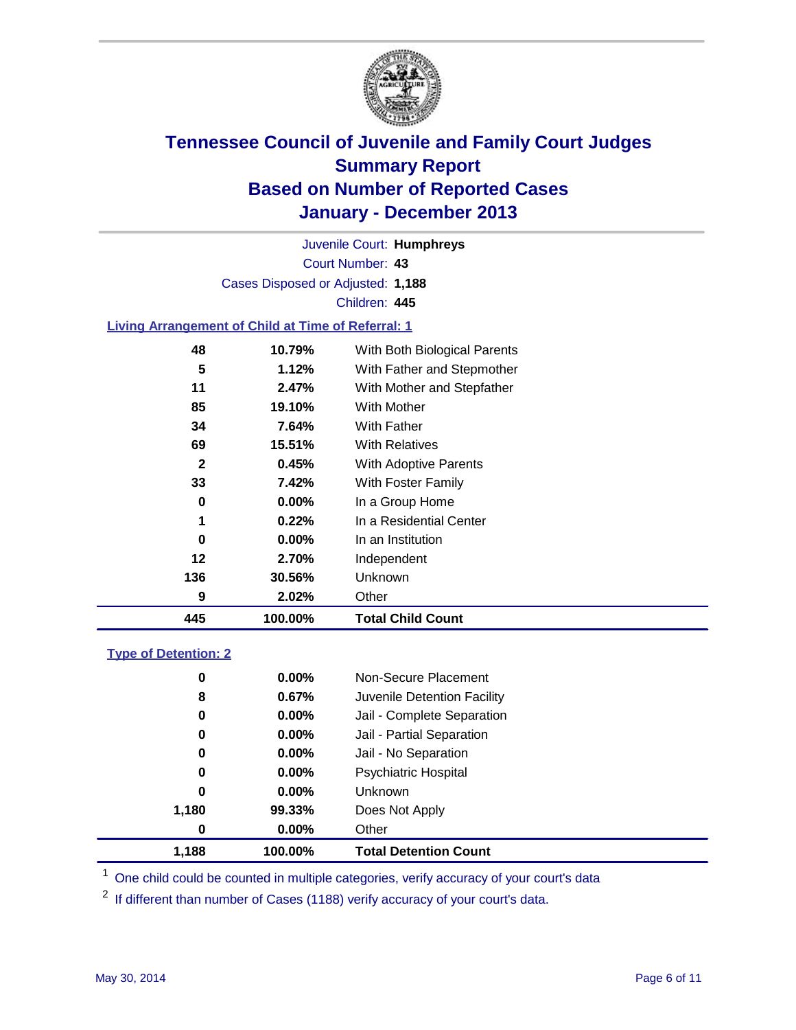# Tennessee Council of Juvenile and Family Court Judges
## Summary Report
## Based on Number of Reported Cases
## January - December 2013

Juvenile Court: **Humphreys**
Court Number: **43**
Cases Disposed or Adjusted: **1,188**
Children: **445**

### Living Arrangement of Child at Time of Referral: 1

| Count | Percent | Category |
|---|---|---|
| 48 | 10.79% | With Both Biological Parents |
| 5 | 1.12% | With Father and Stepmother |
| 11 | 2.47% | With Mother and Stepfather |
| 85 | 19.10% | With Mother |
| 34 | 7.64% | With Father |
| 69 | 15.51% | With Relatives |
| 2 | 0.45% | With Adoptive Parents |
| 33 | 7.42% | With Foster Family |
| 0 | 0.00% | In a Group Home |
| 1 | 0.22% | In a Residential Center |
| 0 | 0.00% | In an Institution |
| 12 | 2.70% | Independent |
| 136 | 30.56% | Unknown |
| 9 | 2.02% | Other |
| **445** | **100.00%** | **Total Child Count** |

### Type of Detention: 2

| Count | Percent | Category |
|---|---|---|
| 0 | 0.00% | Non-Secure Placement |
| 8 | 0.67% | Juvenile Detention Facility |
| 0 | 0.00% | Jail - Complete Separation |
| 0 | 0.00% | Jail - Partial Separation |
| 0 | 0.00% | Jail - No Separation |
| 0 | 0.00% | Psychiatric Hospital |
| 0 | 0.00% | Unknown |
| 1,180 | 99.33% | Does Not Apply |
| 0 | 0.00% | Other |
| **1,188** | **100.00%** | **Total Detention Count** |

[1] One child could be counted in multiple categories, verify accuracy of your court's data

[2] If different than number of Cases (1188) verify accuracy of your court's data.

May 30, 2014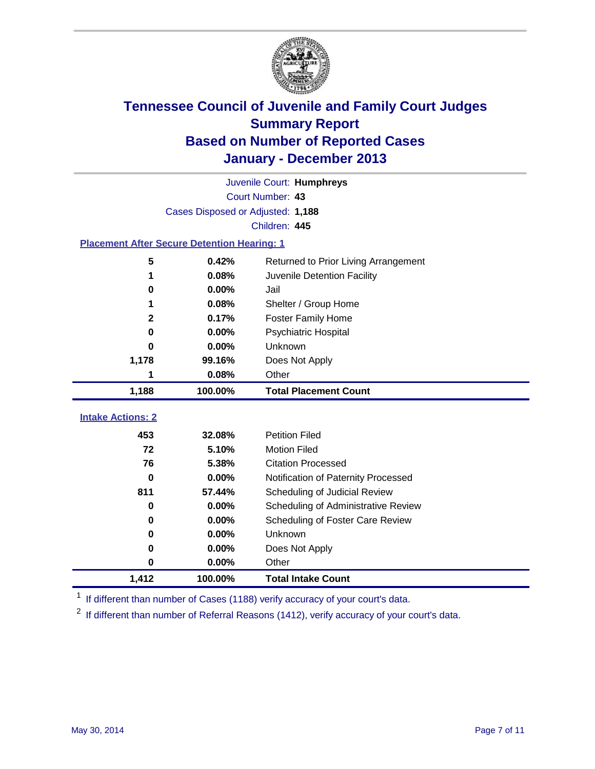# Tennessee Council of Juvenile and Family Court Judges
## Summary Report
## Based on Number of Reported Cases
## January - December 2013

Juvenile Court: **Humphreys**
Court Number: **43**
Cases Disposed or Adjusted: **1,188**
Children: **445**

### Placement After Secure Detention Hearing: 1

| | | |
|---|---|---|
| 5 | 0.42% | Returned to Prior Living Arrangement |
| 1 | 0.08% | Juvenile Detention Facility |
| 0 | 0.00% | Jail |
| 1 | 0.08% | Shelter / Group Home |
| 2 | 0.17% | Foster Family Home |
| 0 | 0.00% | Psychiatric Hospital |
| 0 | 0.00% | Unknown |
| 1,178 | 99.16% | Does Not Apply |
| 1 | 0.08% | Other |
| **1,188** | **100.00%** | **Total Placement Count** |

### Intake Actions: 2

| | | |
|---|---|---|
| 453 | 32.08% | Petition Filed |
| 72 | 5.10% | Motion Filed |
| 76 | 5.38% | Citation Processed |
| 0 | 0.00% | Notification of Paternity Processed |
| 811 | 57.44% | Scheduling of Judicial Review |
| 0 | 0.00% | Scheduling of Administrative Review |
| 0 | 0.00% | Scheduling of Foster Care Review |
| 0 | 0.00% | Unknown |
| 0 | 0.00% | Does Not Apply |
| 0 | 0.00% | Other |
| **1,412** | **100.00%** | **Total Intake Count** |

[1] If different than number of Cases (1188) verify accuracy of your court's data.

[2] If different than number of Referral Reasons (1412), verify accuracy of your court's data.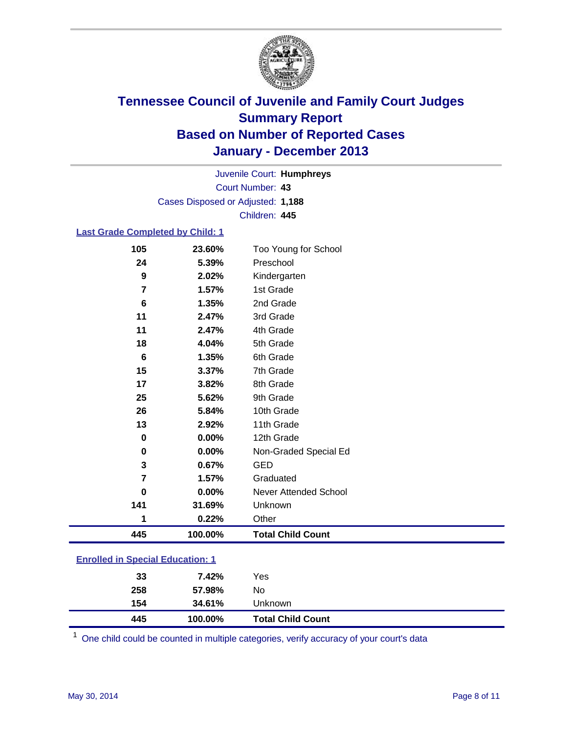# Tennessee Council of Juvenile and Family Court Judges
## Summary Report
## Based on Number of Reported Cases
## January - December 2013

Juvenile Court: **Humphreys**
Court Number: **43**
Cases Disposed or Adjusted: **1,188**
Children: **445**

### Last Grade Completed by Child: 1

| Count | Percent | Category |
|---|---|---|
| 105 | 23.60% | Too Young for School |
| 24 | 5.39% | Preschool |
| 9 | 2.02% | Kindergarten |
| 7 | 1.57% | 1st Grade |
| 6 | 1.35% | 2nd Grade |
| 11 | 2.47% | 3rd Grade |
| 11 | 2.47% | 4th Grade |
| 18 | 4.04% | 5th Grade |
| 6 | 1.35% | 6th Grade |
| 15 | 3.37% | 7th Grade |
| 17 | 3.82% | 8th Grade |
| 25 | 5.62% | 9th Grade |
| 26 | 5.84% | 10th Grade |
| 13 | 2.92% | 11th Grade |
| 0 | 0.00% | 12th Grade |
| 0 | 0.00% | Non-Graded Special Ed |
| 3 | 0.67% | GED |
| 7 | 1.57% | Graduated |
| 0 | 0.00% | Never Attended School |
| 141 | 31.69% | Unknown |
| 1 | 0.22% | Other |
| **445** | **100.00%** | **Total Child Count** |

### Enrolled in Special Education: 1

| Count | Percent | Category |
|---|---|---|
| 33 | 7.42% | Yes |
| 258 | 57.98% | No |
| 154 | 34.61% | Unknown |
| **445** | **100.00%** | **Total Child Count** |

[1] One child could be counted in multiple categories, verify accuracy of your court's data

May 30, 2014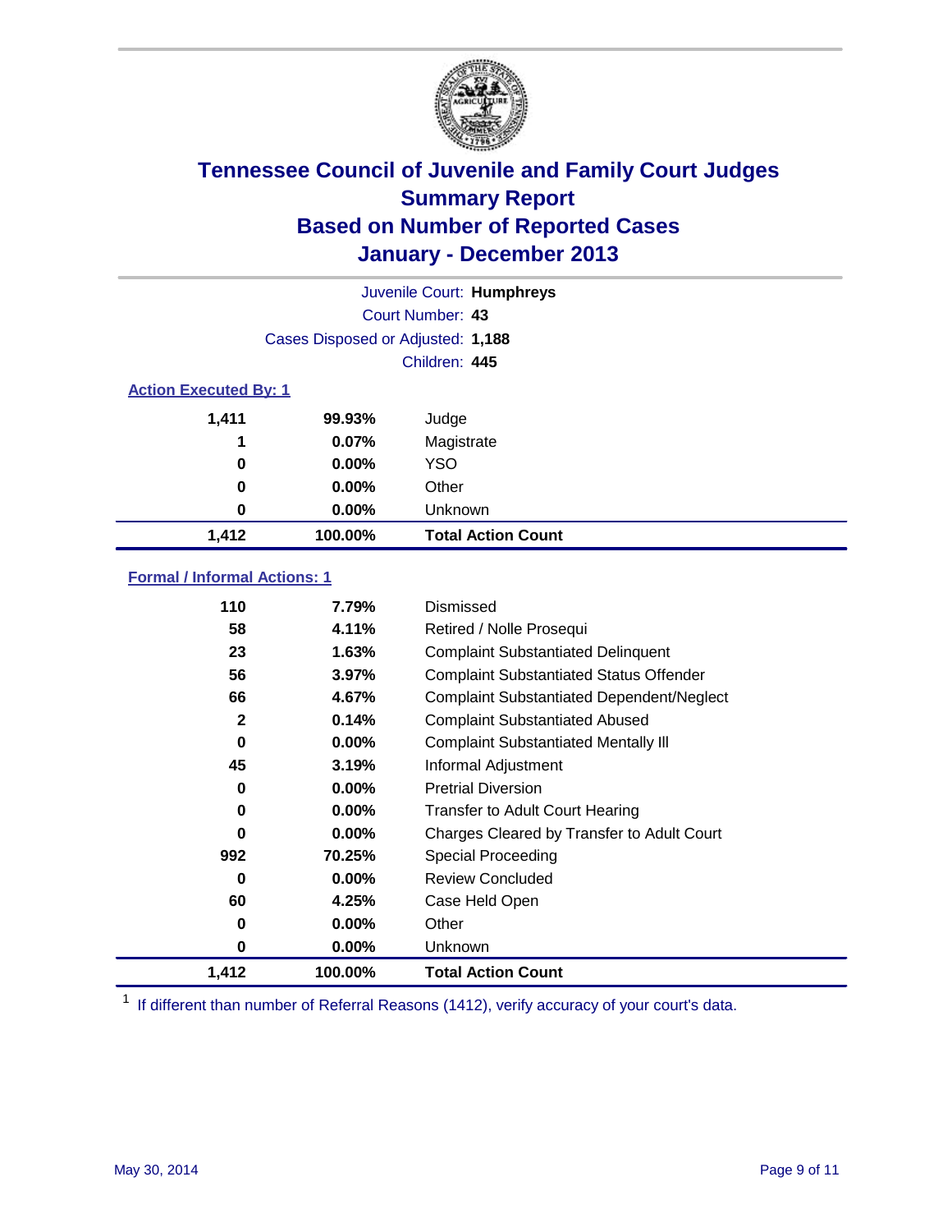# Tennessee Council of Juvenile and Family Court Judges
## Summary Report
## Based on Number of Reported Cases
## January - December 2013

Juvenile Court: **Humphreys**

Court Number: **43**

Cases Disposed or Adjusted: **1,188**

Children: **445**

### Action Executed By: 1

| | | |
|---|---|---|
| 1,411 | 99.93% | Judge |
| 1 | 0.07% | Magistrate |
| 0 | 0.00% | YSO |
| 0 | 0.00% | Other |
| 0 | 0.00% | Unknown |
| **1,412** | **100.00%** | **Total Action Count** |

### Formal / Informal Actions: 1

| | | |
|---|---|---|
| 110 | 7.79% | Dismissed |
| 58 | 4.11% | Retired / Nolle Prosequi |
| 23 | 1.63% | Complaint Substantiated Delinquent |
| 56 | 3.97% | Complaint Substantiated Status Offender |
| 66 | 4.67% | Complaint Substantiated Dependent/Neglect |
| 2 | 0.14% | Complaint Substantiated Abused |
| 0 | 0.00% | Complaint Substantiated Mentally Ill |
| 45 | 3.19% | Informal Adjustment |
| 0 | 0.00% | Pretrial Diversion |
| 0 | 0.00% | Transfer to Adult Court Hearing |
| 0 | 0.00% | Charges Cleared by Transfer to Adult Court |
| 992 | 70.25% | Special Proceeding |
| 0 | 0.00% | Review Concluded |
| 60 | 4.25% | Case Held Open |
| 0 | 0.00% | Other |
| 0 | 0.00% | Unknown |
| **1,412** | **100.00%** | **Total Action Count** |

[1] If different than number of Referral Reasons (1412), verify accuracy of your court's data.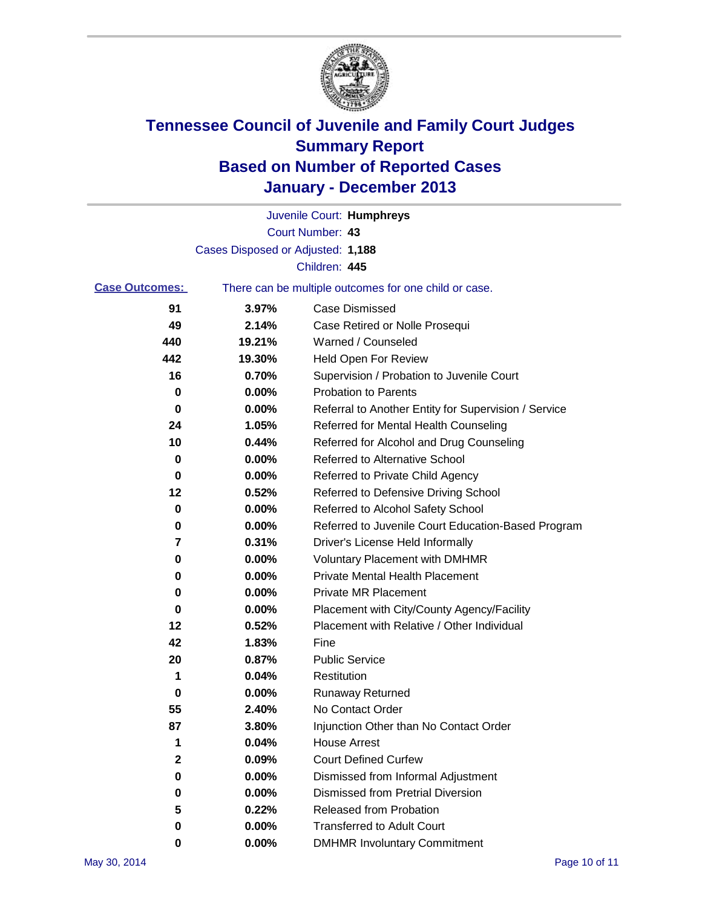# Tennessee Council of Juvenile and Family Court Judges
## Summary Report
## Based on Number of Reported Cases
## January - December 2013

Juvenile Court: **Humphreys**
Court Number: **43**
Cases Disposed or Adjusted: **1,188**
Children: **445**

**Case Outcomes:** There can be multiple outcomes for one child or case.

| Count | Percent | Outcome |
|---|---|---|
| 91 | 3.97% | Case Dismissed |
| 49 | 2.14% | Case Retired or Nolle Prosequi |
| 440 | 19.21% | Warned / Counseled |
| 442 | 19.30% | Held Open For Review |
| 16 | 0.70% | Supervision / Probation to Juvenile Court |
| 0 | 0.00% | Probation to Parents |
| 0 | 0.00% | Referral to Another Entity for Supervision / Service |
| 24 | 1.05% | Referred for Mental Health Counseling |
| 10 | 0.44% | Referred for Alcohol and Drug Counseling |
| 0 | 0.00% | Referred to Alternative School |
| 0 | 0.00% | Referred to Private Child Agency |
| 12 | 0.52% | Referred to Defensive Driving School |
| 0 | 0.00% | Referred to Alcohol Safety School |
| 0 | 0.00% | Referred to Juvenile Court Education-Based Program |
| 7 | 0.31% | Driver's License Held Informally |
| 0 | 0.00% | Voluntary Placement with DMHMR |
| 0 | 0.00% | Private Mental Health Placement |
| 0 | 0.00% | Private MR Placement |
| 0 | 0.00% | Placement with City/County Agency/Facility |
| 12 | 0.52% | Placement with Relative / Other Individual |
| 42 | 1.83% | Fine |
| 20 | 0.87% | Public Service |
| 1 | 0.04% | Restitution |
| 0 | 0.00% | Runaway Returned |
| 55 | 2.40% | No Contact Order |
| 87 | 3.80% | Injunction Other than No Contact Order |
| 1 | 0.04% | House Arrest |
| 2 | 0.09% | Court Defined Curfew |
| 0 | 0.00% | Dismissed from Informal Adjustment |
| 0 | 0.00% | Dismissed from Pretrial Diversion |
| 5 | 0.22% | Released from Probation |
| 0 | 0.00% | Transferred to Adult Court |
| 0 | 0.00% | DMHMR Involuntary Commitment |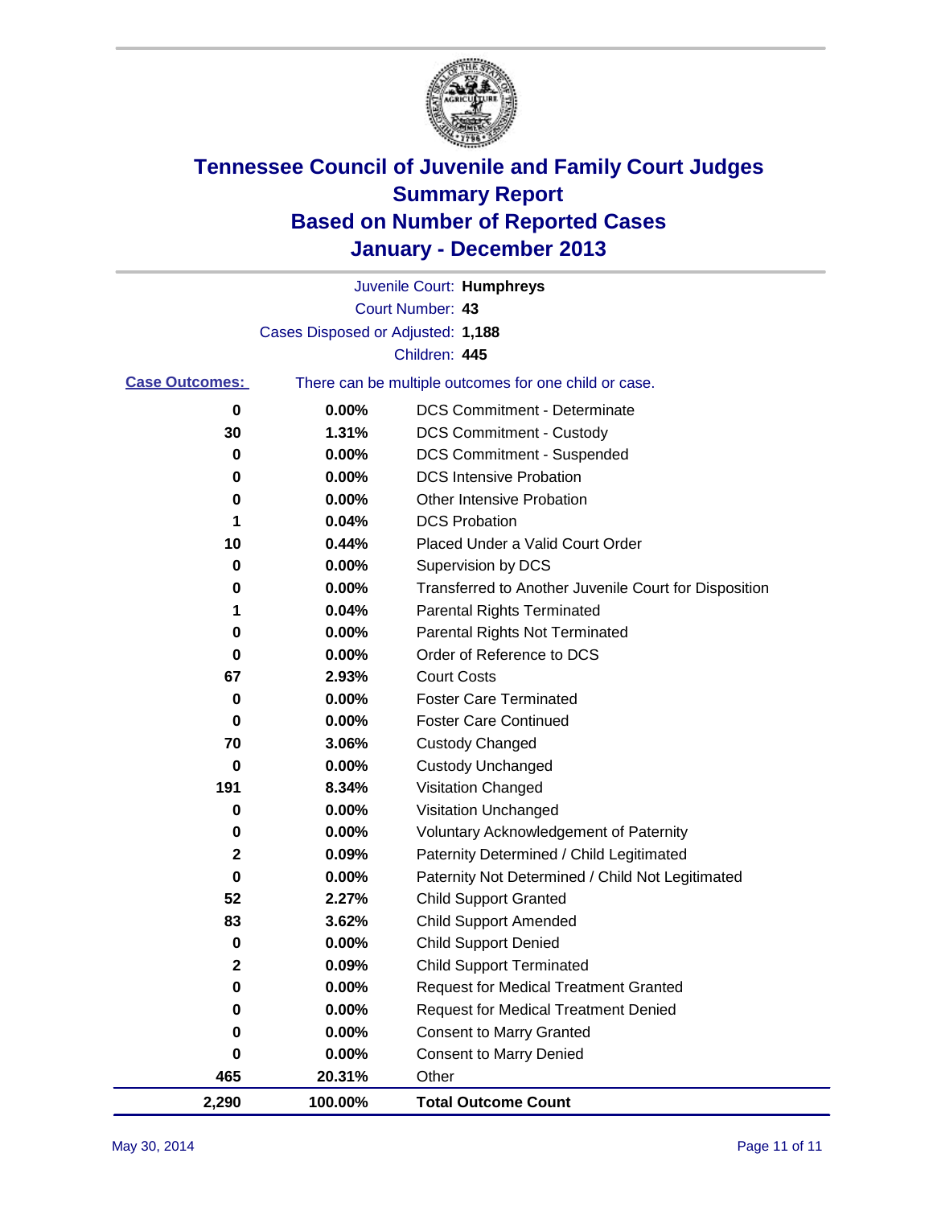# Tennessee Council of Juvenile and Family Court Judges
# Summary Report
# Based on Number of Reported Cases
# January - December 2013

Juvenile Court: **Humphreys**
Court Number: **43**
Cases Disposed or Adjusted: **1,188**
Children: **445**

**Case Outcomes:** There can be multiple outcomes for one child or case.

| | | |
|---|---|---|
| 0 | 0.00% | DCS Commitment - Determinate |
| 30 | 1.31% | DCS Commitment - Custody |
| 0 | 0.00% | DCS Commitment - Suspended |
| 0 | 0.00% | DCS Intensive Probation |
| 0 | 0.00% | Other Intensive Probation |
| 1 | 0.04% | DCS Probation |
| 10 | 0.44% | Placed Under a Valid Court Order |
| 0 | 0.00% | Supervision by DCS |
| 0 | 0.00% | Transferred to Another Juvenile Court for Disposition |
| 1 | 0.04% | Parental Rights Terminated |
| 0 | 0.00% | Parental Rights Not Terminated |
| 0 | 0.00% | Order of Reference to DCS |
| 67 | 2.93% | Court Costs |
| 0 | 0.00% | Foster Care Terminated |
| 0 | 0.00% | Foster Care Continued |
| 70 | 3.06% | Custody Changed |
| 0 | 0.00% | Custody Unchanged |
| 191 | 8.34% | Visitation Changed |
| 0 | 0.00% | Visitation Unchanged |
| 0 | 0.00% | Voluntary Acknowledgement of Paternity |
| 2 | 0.09% | Paternity Determined / Child Legitimated |
| 0 | 0.00% | Paternity Not Determined / Child Not Legitimated |
| 52 | 2.27% | Child Support Granted |
| 83 | 3.62% | Child Support Amended |
| 0 | 0.00% | Child Support Denied |
| 2 | 0.09% | Child Support Terminated |
| 0 | 0.00% | Request for Medical Treatment Granted |
| 0 | 0.00% | Request for Medical Treatment Denied |
| 0 | 0.00% | Consent to Marry Granted |
| 0 | 0.00% | Consent to Marry Denied |
| 465 | 20.31% | Other |
| **2,290** | **100.00%** | **Total Outcome Count** |